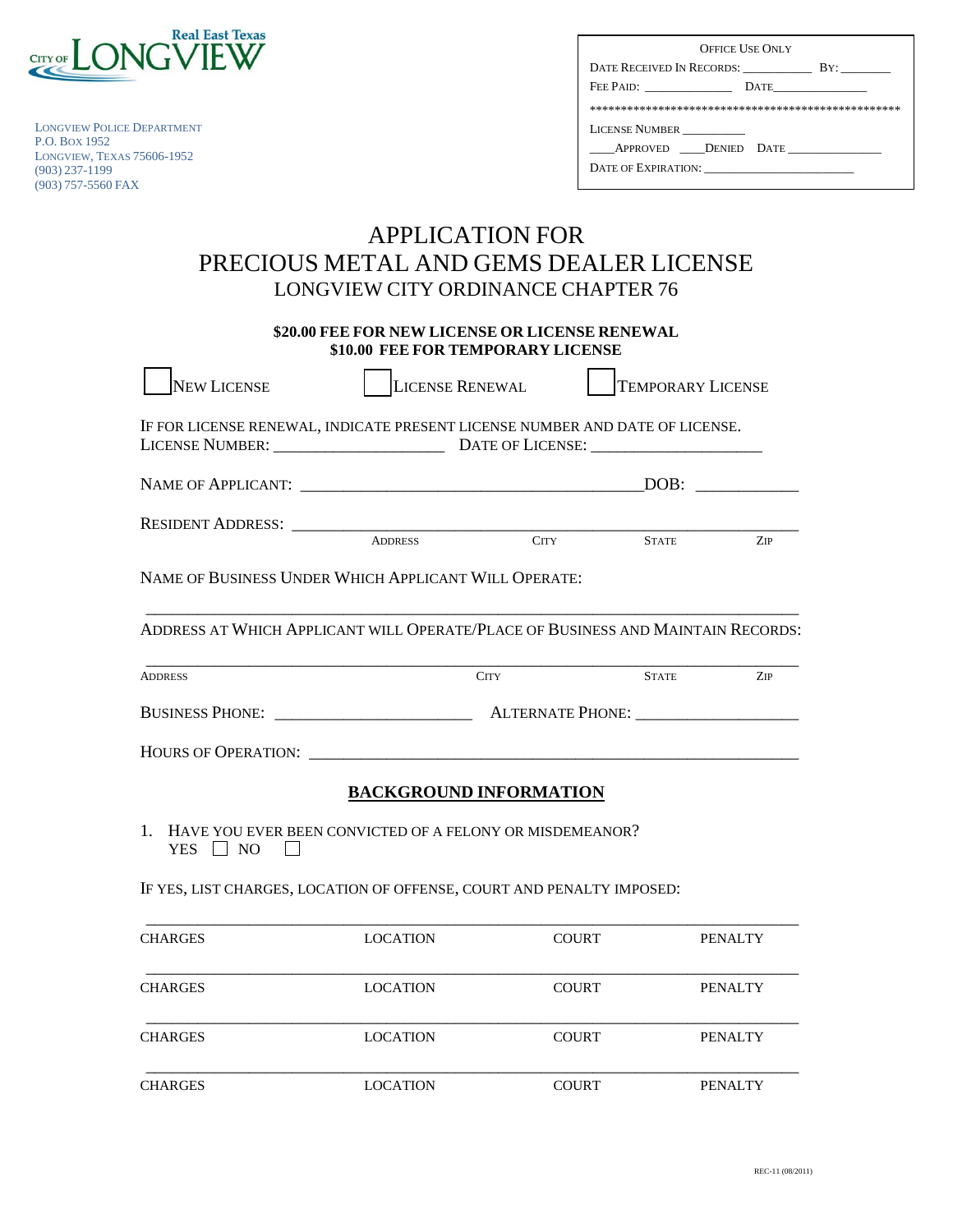CITY OF LONGVIEW Real East Texas

LONGVIEW POLICE DEPARTMENT
P.O. BOX 1952
LONGVIEW, TEXAS 75606-1952
(903) 237-1199
(903) 757-5560 FAX

OFFICE USE ONLY
DATE RECEIVED IN RECORDS: __________ BY: _______
FEE PAID: ______________ DATE______________
**************************************************
LICENSE NUMBER __________
____APPROVED ____DENIED DATE _______________
DATE OF EXPIRATION: ________________________

# APPLICATION FOR PRECIOUS METAL AND GEMS DEALER LICENSE

## LONGVIEW CITY ORDINANCE CHAPTER 76

**$20.00 FEE FOR NEW LICENSE OR LICENSE RENEWAL**
**$10.00 FEE FOR TEMPORARY LICENSE**

☐ NEW LICENSE ☐ LICENSE RENEWAL ☐ TEMPORARY LICENSE

IF FOR LICENSE RENEWAL, INDICATE PRESENT LICENSE NUMBER AND DATE OF LICENSE.
LICENSE NUMBER: _____________________ DATE OF LICENSE: _____________________

NAME OF APPLICANT: __________________________________________DOB: ____________

RESIDENT ADDRESS: _______________________________________________________________
ADDRESS CITY STATE ZIP

NAME OF BUSINESS UNDER WHICH APPLICANT WILL OPERATE:

_________________________________________________________________________________

ADDRESS AT WHICH APPLICANT WILL OPERATE/PLACE OF BUSINESS AND MAINTAIN RECORDS:

_________________________________________________________________________________
ADDRESS CITY STATE ZIP

BUSINESS PHONE: ________________________ ALTERNATE PHONE: ____________________

HOURS OF OPERATION: ____________________________________________________________

## BACKGROUND INFORMATION

1. HAVE YOU EVER BEEN CONVICTED OF A FELONY OR MISDEMEANOR?
   YES ☐ NO ☐

IF YES, LIST CHARGES, LOCATION OF OFFENSE, COURT AND PENALTY IMPOSED:

| CHARGES | LOCATION | COURT | PENALTY |
|---|---|---|---|
| | | | |
| | | | |
| | | | |
| | | | |

REC-11 (08/2011)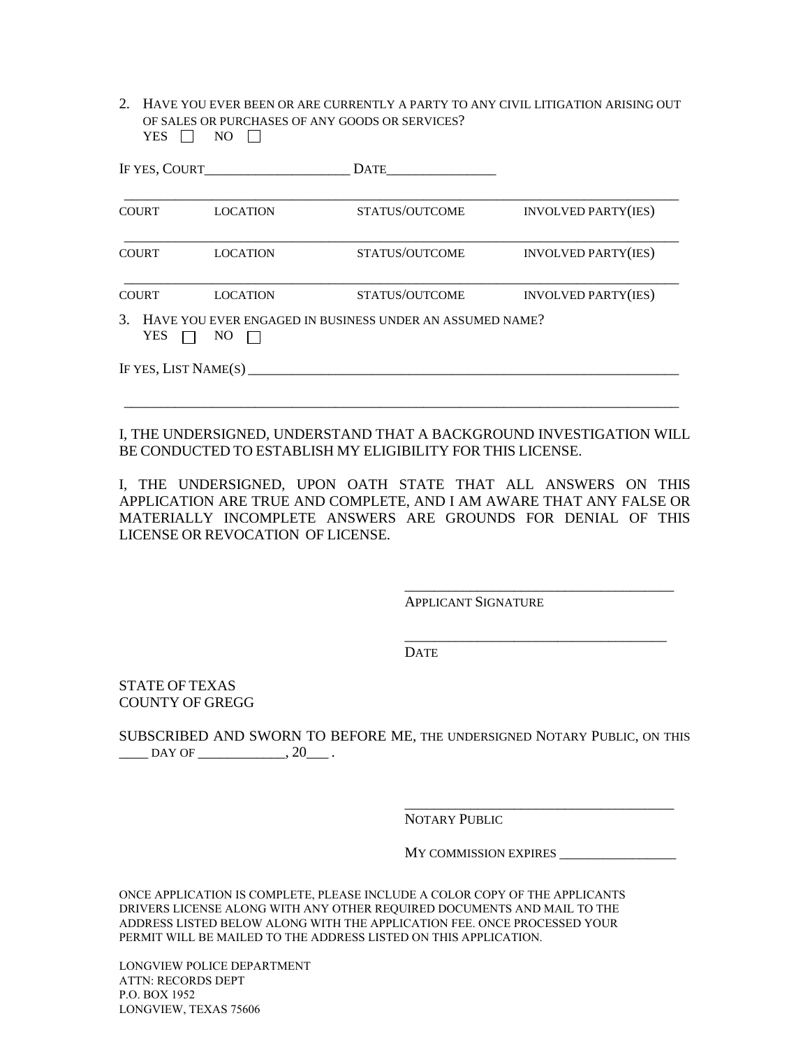2. HAVE YOU EVER BEEN OR ARE CURRENTLY A PARTY TO ANY CIVIL LITIGATION ARISING OUT OF SALES OR PURCHASES OF ANY GOODS OR SERVICES?

   YES ☐ NO ☐

IF YES, COURT____________________ DATE_______________

| COURT | LOCATION | STATUS/OUTCOME | INVOLVED PARTY(IES) |
|---|---|---|---|
| COURT | LOCATION | STATUS/OUTCOME | INVOLVED PARTY(IES) |
| COURT | LOCATION | STATUS/OUTCOME | INVOLVED PARTY(IES) |

3. HAVE YOU EVER ENGAGED IN BUSINESS UNDER AN ASSUMED NAME?

   YES ☐ NO ☐

IF YES, LIST NAME(S) ______________________________________________________________

______________________________________________________________________________

I, THE UNDERSIGNED, UNDERSTAND THAT A BACKGROUND INVESTIGATION WILL BE CONDUCTED TO ESTABLISH MY ELIGIBILITY FOR THIS LICENSE.

I, THE UNDERSIGNED, UPON OATH STATE THAT ALL ANSWERS ON THIS APPLICATION ARE TRUE AND COMPLETE, AND I AM AWARE THAT ANY FALSE OR MATERIALLY INCOMPLETE ANSWERS ARE GROUNDS FOR DENIAL OF THIS LICENSE OR REVOCATION OF LICENSE.

_____________________________________
APPLICANT SIGNATURE

_____________________________________
DATE

STATE OF TEXAS
COUNTY OF GREGG

SUBSCRIBED AND SWORN TO BEFORE ME, THE UNDERSIGNED NOTARY PUBLIC, ON THIS ____ DAY OF ____________, 20___ .

_____________________________________
NOTARY PUBLIC

MY COMMISSION EXPIRES ________________

ONCE APPLICATION IS COMPLETE, PLEASE INCLUDE A COLOR COPY OF THE APPLICANTS DRIVERS LICENSE ALONG WITH ANY OTHER REQUIRED DOCUMENTS AND MAIL TO THE ADDRESS LISTED BELOW ALONG WITH THE APPLICATION FEE. ONCE PROCESSED YOUR PERMIT WILL BE MAILED TO THE ADDRESS LISTED ON THIS APPLICATION.

LONGVIEW POLICE DEPARTMENT
ATTN: RECORDS DEPT
P.O. BOX 1952
LONGVIEW, TEXAS 75606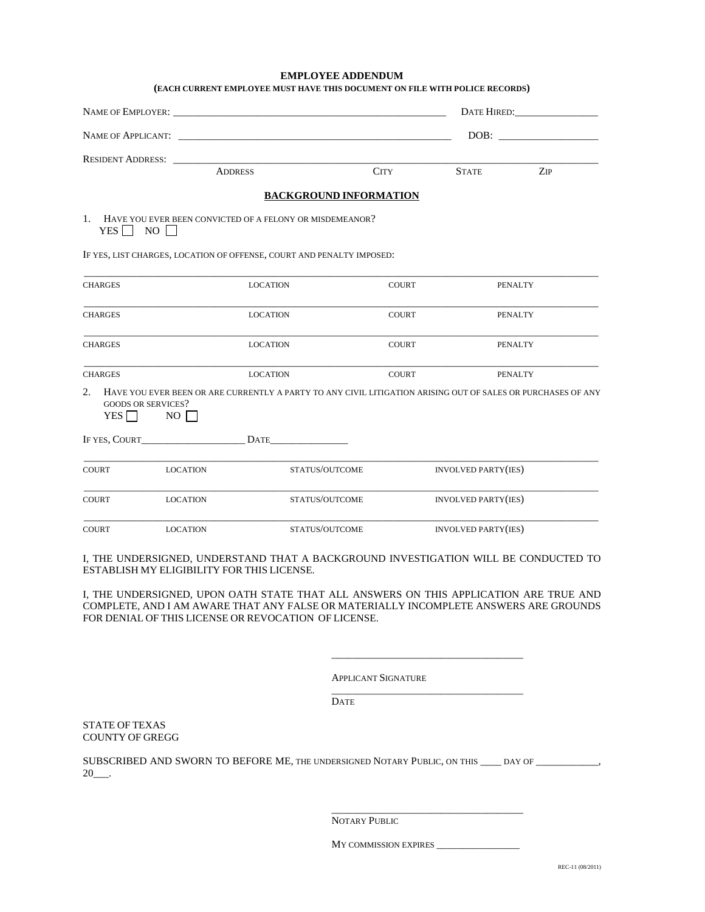# EMPLOYEE ADDENDUM

**(EACH CURRENT EMPLOYEE MUST HAVE THIS DOCUMENT ON FILE WITH POLICE RECORDS)**

NAME OF EMPLOYER: ______________________________________________________ DATE HIRED:________________

NAME OF APPLICANT: ______________________________________________________ DOB: ___________________

RESIDENT ADDRESS: ____________________________________________________________________________

ADDRESS CITY STATE ZIP

## BACKGROUND INFORMATION

1. HAVE YOU EVER BEEN CONVICTED OF A FELONY OR MISDEMEANOR?
   YES ☐ NO ☐

IF YES, LIST CHARGES, LOCATION OF OFFENSE, COURT AND PENALTY IMPOSED:

| CHARGES | LOCATION | COURT | PENALTY |
|---|---|---|---|
| | | | |
| | | | |
| | | | |
| | | | |

2. HAVE YOU EVER BEEN OR ARE CURRENTLY A PARTY TO ANY CIVIL LITIGATION ARISING OUT OF SALES OR PURCHASES OF ANY GOODS OR SERVICES?
   YES ☐ NO ☐

IF YES, COURT_____________________ DATE________________

| COURT | LOCATION | STATUS/OUTCOME | INVOLVED PARTY(IES) |
|---|---|---|---|
| | | | |
| | | | |
| | | | |

I, THE UNDERSIGNED, UNDERSTAND THAT A BACKGROUND INVESTIGATION WILL BE CONDUCTED TO ESTABLISH MY ELIGIBILITY FOR THIS LICENSE.

I, THE UNDERSIGNED, UPON OATH STATE THAT ALL ANSWERS ON THIS APPLICATION ARE TRUE AND COMPLETE, AND I AM AWARE THAT ANY FALSE OR MATERIALLY INCOMPLETE ANSWERS ARE GROUNDS FOR DENIAL OF THIS LICENSE OR REVOCATION OF LICENSE.

____________________________________
APPLICANT SIGNATURE

____________________________________
DATE

STATE OF TEXAS
COUNTY OF GREGG

SUBSCRIBED AND SWORN TO BEFORE ME, THE UNDERSIGNED NOTARY PUBLIC, ON THIS ____ DAY OF ____________, 20___.

____________________________________
NOTARY PUBLIC

MY COMMISSION EXPIRES ________________

REC-11 (08/2011)